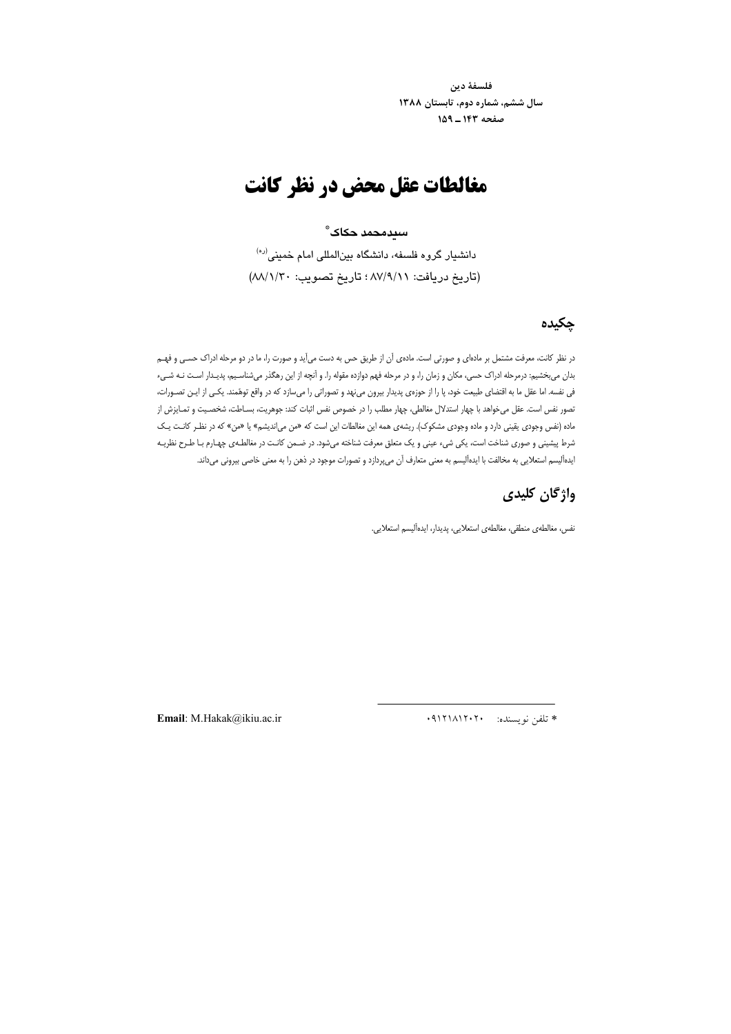# مغالطات عقل محض در نظر کانت

**سیدمحمد حکاک***

دانشیار گروه فلسفه، دانشگاه بین‌المللی امام خمینی (ره)

(تاریخ دریافت: ۸۷/۹/۱۱؛ تاریخ تصویب: ۸۸/۱/۳۰)

## چکیده

در نظر کانت، معرفت مشتمل بر ماده‌ای و صورتی است. ماده‌ی آن از طریق حس به دست می‌آید و صورت را، ما در دو مرحله ادراک حسی و فهم بدان می‌بخشیم: درمرحله ادراک حسی، مکان و زمان را، و در مرحله فهم دوازده مقوله را. و آنچه از این رهگذر می‌شناسیم، پدیدار است نه شیء فی نفسه. اما عقل ما به اقتضای طبیعت خود، پا را از حوزه‌ی پدیدار بیرون می‌نهد و تصوراتی را می‌سازد که در واقع توهّمند. یکی از این تصورات، تصور نفس است. عقل می‌خواهد با چهار استدلال مغالطی، چهار مطلب را در خصوص نفس اثبات کند: جوهریت، بساطت، شخصیت و تمایزش از ماده (نفس وجودی یقینی دارد و ماده وجودی مشکوک). ریشه‌ی همه این مغالطات این است که «من می‌اندیشم» یا «من» که در نظر کانت یک شرط پیشینی و صوری شناخت است، یکی شیء عینی و یک متعلق معرفت شناخته می‌شود. در ضمن کانت در مغالطه‌ی چهارم با طرح نظریه ایده‌آلیسم استعلایی به مخالفت با ایده‌آلیسم به معنی متعارف آن می‌پردازد و تصورات موجود در ذهن را به معنی خاصی بیرونی می‌داند.

## واژگان کلیدی

نفس، مغالطه‌ی منطقی، مغالطه‌ی استعلایی، پدیدار، ایده‌آلیسم استعلایی.

---

**Email**: M.Hakak@ikiu.ac.ir

* تلفن نویسنده: ۰۹۱۲۱۸۱۲۰۲۰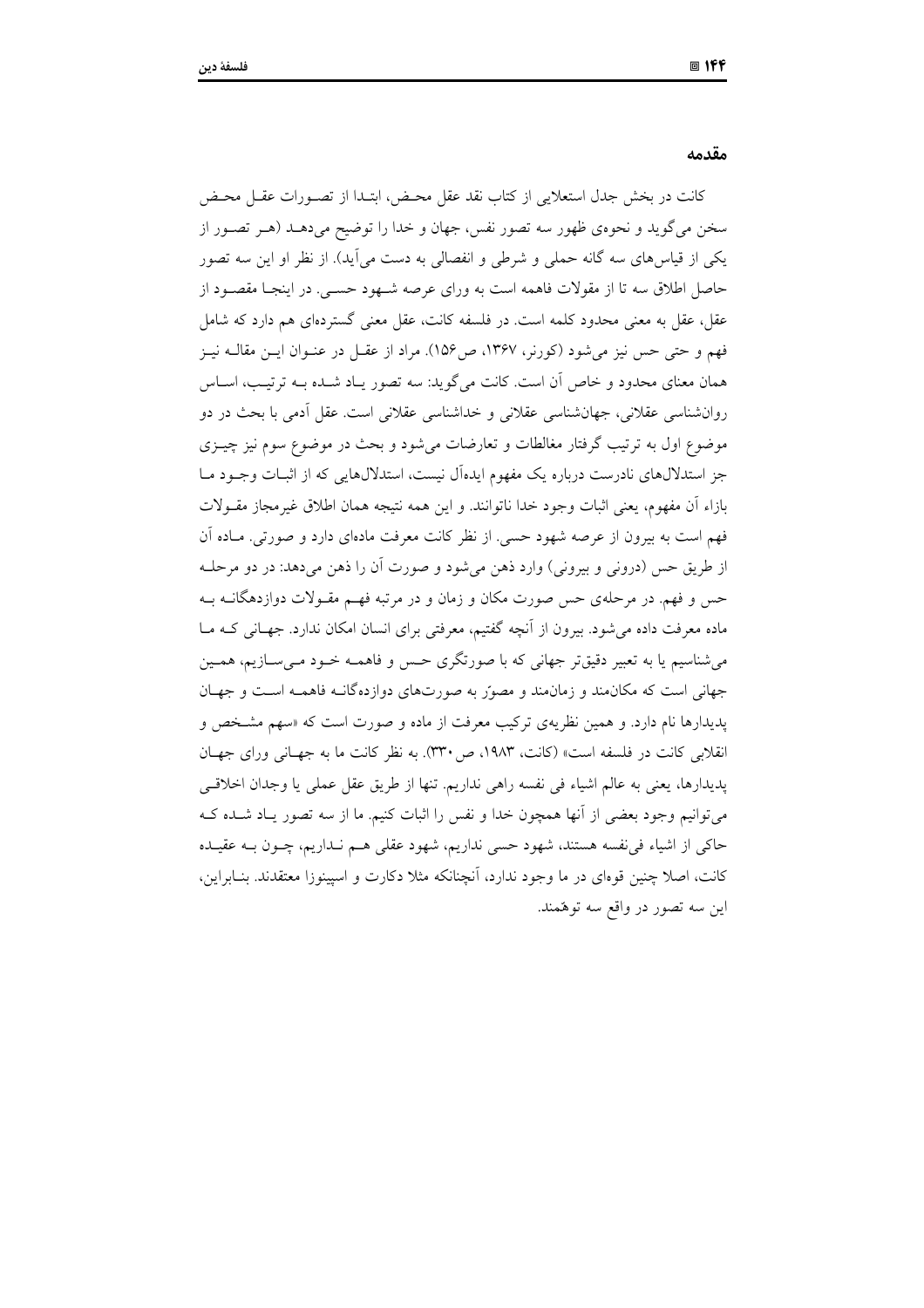## مقدمه

کانت در بخش جدل استعلایی از کتاب نقد عقل محض، ابتدا از تصورات عقل محض سخن می‌گوید و نحوه‌ی ظهور سه تصور نفس، جهان و خدا را توضیح می‌دهد (هر تصور از یکی از قیاس‌های سه گانه حملی و شرطی و انفصالی به دست می‌آید). از نظر او این سه تصور حاصل اطلاق سه تا از مقولات فاهمه است به ورای عرصه شهود حسی. در اینجا مقصود از عقل، عقل به معنی محدود کلمه است. در فلسفه کانت، عقل معنی گسترده‌ای هم دارد که شامل فهم و حتی حس نیز می‌شود (کورنر، ۱۳۶۷، ص۱۵۶). مراد از عقل در عنوان این مقاله نیز همان معنای محدود و خاص آن است. کانت می‌گوید: سه تصور یاد شده به ترتیب، اساس روان‌شناسی عقلانی، جهان‌شناسی عقلانی و خداشناسی عقلانی است. عقل آدمی با بحث در دو موضوع اول به ترتیب گرفتار مغالطات و تعارضات می‌شود و بحث در موضوع سوم نیز چیزی جز استدلال‌های نادرست درباره یک مفهوم ایده‌آل نیست، استدلال‌هایی که از اثبات وجود ما بازاء آن مفهوم، یعنی اثبات وجود خدا ناتوانند. و این همه نتیجه همان اطلاق غیرمجاز مقولات فهم است به بیرون از عرصه شهود حسی. از نظر کانت معرفت ماده‌ای دارد و صورتی. ماده آن از طریق حس (درونی و بیرونی) وارد ذهن می‌شود و صورت آن را ذهن می‌دهد: در دو مرحله حس و فهم. در مرحله‌ی حس صورت مکان و زمان و در مرتبه فهم مقولات دوازدهگانه به ماده معرفت داده می‌شود. بیرون از آنچه گفتیم، معرفتی برای انسان امکان ندارد. جهانی که ما می‌شناسیم یا به تعبیر دقیق‌تر جهانی که با صورتگری حس و فاهمه خود می‌سازیم، همین جهانی است که مکان‌مند و زمان‌مند و مصوّر به صورت‌های دوازده‌گانه فاهمه است و جهان پدیدارها نام دارد. و همین نظریه‌ی ترکیب معرفت از ماده و صورت است که «سهم مشخص و انقلابی کانت در فلسفه است» (کانت، ۱۹۸۳، ص۳۳۰). به نظر کانت ما به جهانی ورای جهان پدیدارها، یعنی به عالم اشیاء فی نفسه راهی نداریم. تنها از طریق عقل عملی یا وجدان اخلاقی می‌توانیم وجود بعضی از آنها همچون خدا و نفس را اثبات کنیم. ما از سه تصور یاد شده که حاکی از اشیاء فی‌نفسه هستند، شهود حسی نداریم، شهود عقلی هم نداریم، چون به عقیده کانت، اصلا چنین قوه‌ای در ما وجود ندارد، آنچنانکه مثلا دکارت و اسپینوزا معتقدند. بنابراین، این سه تصور در واقع سه توهّمند.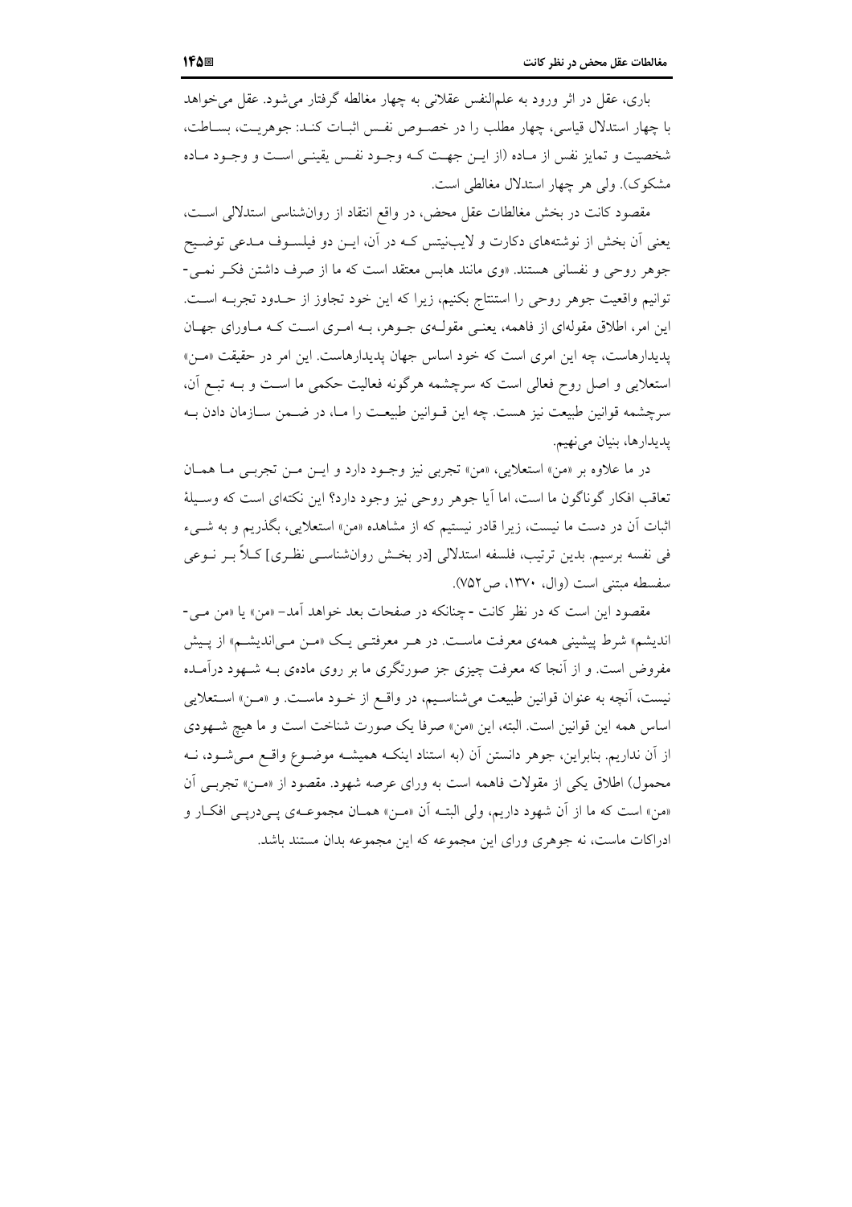باری، عقل در اثر ورود به علم‌النفس عقلانی به چهار مغالطه گرفتار می‌شود. عقل می‌خواهد با چهار استدلال قیاسی، چهار مطلب را در خصوص نفس اثبات کند: جوهریت، بساطت، شخصیت و تمایز نفس از ماده (از این جهت که وجود نفس یقینی است و وجود ماده مشکوک). ولی هر چهار استدلال مغالطی است.

مقصود کانت در بخش مغالطات عقل محض، در واقع انتقاد از روان‌شناسی استدلالی است، یعنی آن بخش از نوشته‌های دکارت و لایب‌نیتس که در آن، این دو فیلسوف مدعی توضیح جوهر روحی و نفسانی هستند. «وی مانند هابس معتقد است که ما از صرف داشتن فکر نمی‌توانیم واقعیت جوهر روحی را استنتاج بکنیم، زیرا که این خود تجاوز از حدود تجربه است. این امر، اطلاق مقوله‌ای از فاهمه، یعنی مقوله‌ی جوهر، به امری است که ماورای جهان پدیدارهاست، چه این امری است که خود اساس جهان پدیدارهاست. این امر در حقیقت «من» استعلایی و اصل روح فعالی است که سرچشمه هرگونه فعالیت حکمی ما است و به تبع آن، سرچشمه قوانین طبیعت نیز هست. چه این قوانین طبیعت را ما، در ضمن سازمان دادن به پدیدارها، بنیان می‌نهیم.

در ما علاوه بر «من» استعلایی، «من» تجربی نیز وجود دارد و این من تجربی ما همان تعاقب افکار گوناگون ما است، اما آیا جوهر روحی نیز وجود دارد؟ این نکته‌ای است که وسیلهٔ اثبات آن در دست ما نیست، زیرا قادر نیستیم که از مشاهده «من» استعلایی، بگذریم و به شیء فی نفسه برسیم. بدین ترتیب، فلسفه استدلالی [در بخش روان‌شناسی نظری] کلاً بر نوعی سفسطه مبتنی است (وال، ۱۳۷۰، ص۷۵۲).

مقصود این است که در نظر کانت - چنانکه در صفحات بعد خواهد آمد- «من» یا «من می‌اندیشم» شرط پیشینی همه‌ی معرفت ماست. در هر معرفتی یک «من می‌اندیشم» از پیش مفروض است. و از آنجا که معرفت چیزی جز صورتگری ما بر روی ماده‌ی به شهود درآمده نیست، آنچه به عنوان قوانین طبیعت می‌شناسیم، در واقع از خود ماست. و «من» استعلایی اساس همه این قوانین است. البته، این «من» صرفا یک صورت شناخت است و ما هیچ شهودی از آن نداریم. بنابراین، جوهر دانستن آن (به استناد اینکه همیشه موضوع واقع می‌شود، نه محمول) اطلاق یکی از مقولات فاهمه است به ورای عرصه شهود. مقصود از «من» تجربی آن «من» است که ما از آن شهود داریم، ولی البته آن «من» همان مجموعه‌ی پی‌درپی افکار و ادراکات ماست، نه جوهری ورای این مجموعه که این مجموعه بدان مستند باشد.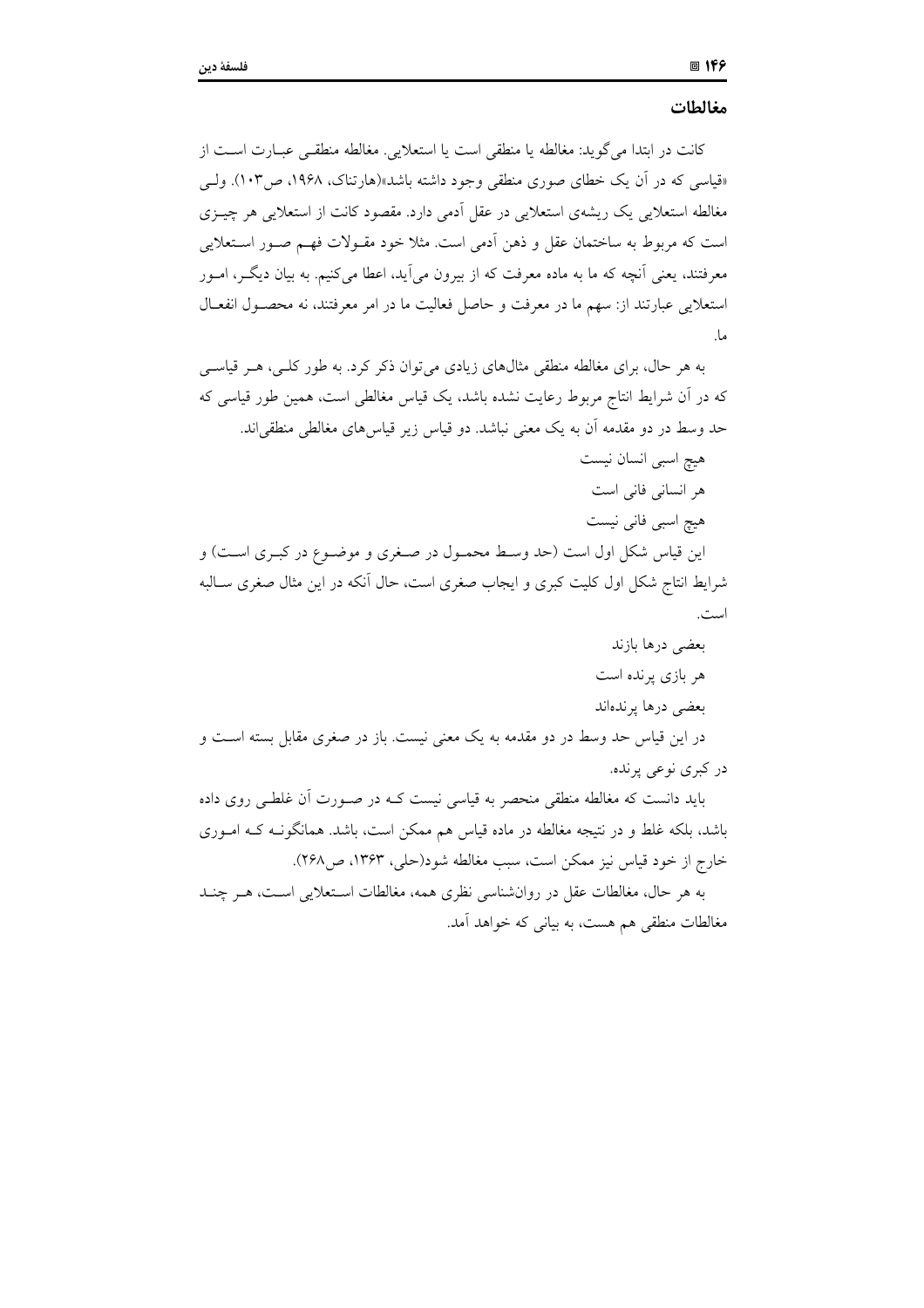## مغالطات

کانت در ابتدا می‌گوید: مغالطه یا منطقی است یا استعلایی. مغالطه منطقی عبارت است از «قیاسی که در آن یک خطای صوری منطقی وجود داشته باشد»(هارتناک، ۱۹۶۸، ص۱۰۳). ولی مغالطه استعلایی یک ریشه‌ی استعلایی در عقل آدمی دارد. مقصود کانت از استعلایی هر چیزی است که مربوط به ساختمان عقل و ذهن آدمی است. مثلا خود مقولات فهم صور استعلایی معرفتند، یعنی آنچه که ما به ماده معرفت که از بیرون می‌آید، اعطا می‌کنیم. به بیان دیگر، امور استعلایی عبارتند از: سهم ما در معرفت و حاصل فعالیت ما در امر معرفتند، نه محصول انفعال ما.

به هر حال، برای مغالطه منطقی مثال‌های زیادی می‌توان ذکر کرد. به طور کلی، هر قیاسی که در آن شرایط انتاج مربوط رعایت نشده باشد، یک قیاس مغالطی است، همین طور قیاسی که حد وسط در دو مقدمه آن به یک معنی نباشد. دو قیاس زیر قیاس‌های مغالطی منطقی‌اند.

هیچ اسبی انسان نیست

هر انسانی فانی است

هیچ اسبی فانی نیست

این قیاس شکل اول است (حد وسط محمول در صغری و موضوع در کبری است) و شرایط انتاج شکل اول کلیت کبری و ایجاب صغری است، حال آنکه در این مثال صغری سالبه است.

بعضی درها بازند

هر بازی پرنده است

بعضی درها پرنده‌اند

در این قیاس حد وسط در دو مقدمه به یک معنی نیست. باز در صغری مقابل بسته است و در کبری نوعی پرنده.

باید دانست که مغالطه منطقی منحصر به قیاسی نیست که در صورت آن غلطی روی داده باشد، بلکه غلط و در نتیجه مغالطه در ماده قیاس هم ممکن است، باشد. همانگونه که اموری خارج از خود قیاس نیز ممکن است، سبب مغالطه شود(حلی، ۱۳۶۳، ص۲۶۸).

به هر حال، مغالطات عقل در روان‌شناسی نظری همه، مغالطات استعلایی است، هر چند مغالطات منطقی هم هست، به بیانی که خواهد آمد.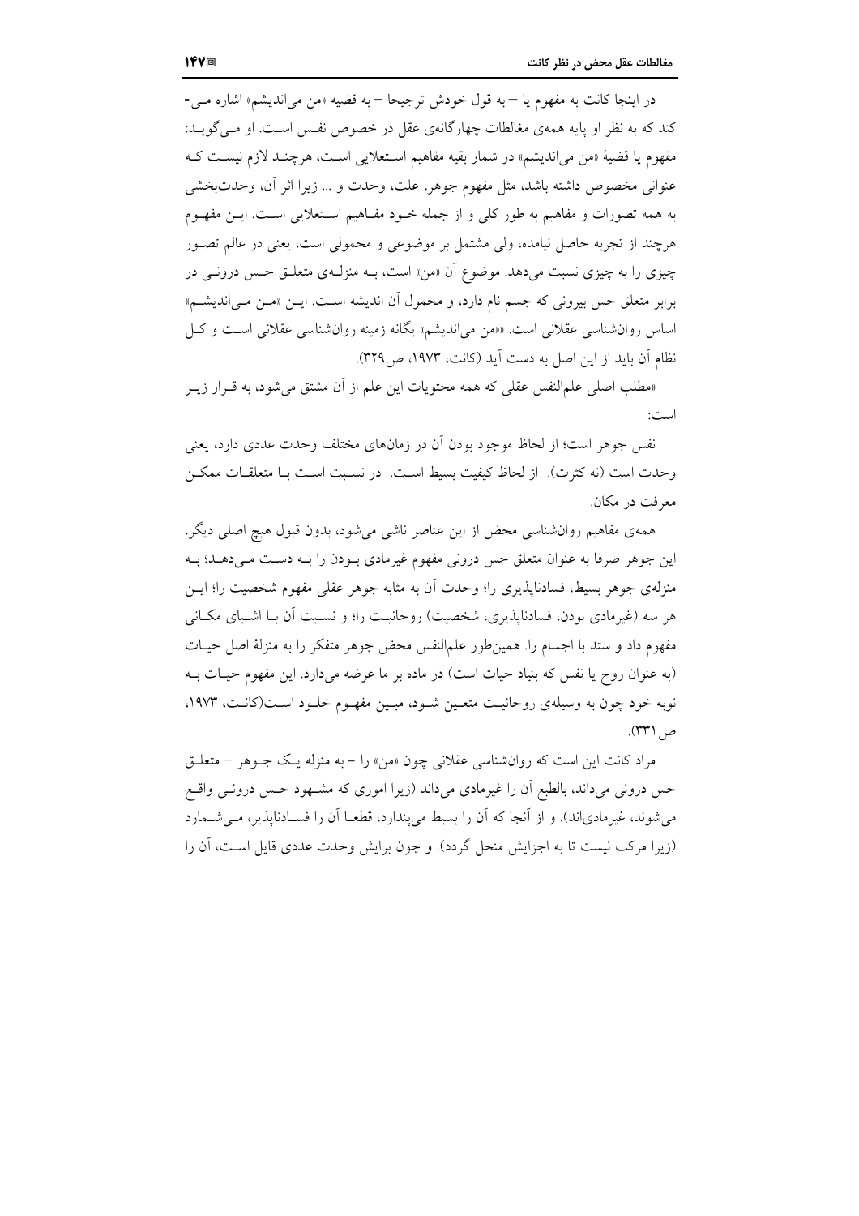در اینجا کانت به مفهوم یا – به قول خودش ترجیحا – به قضیه «من می‌اندیشم» اشاره می‌کند که به نظر او پایه همه‌ی مغالطات چهارگانه‌ی عقل در خصوص نفس است. او می‌گوید: مفهوم یا قضیهٔ «من می‌اندیشم» در شمار بقیه مفاهیم استعلایی است، هرچند لازم نیست که عنوانی مخصوص داشته باشد، مثل مفهوم جوهر، علت، وحدت و ... زیرا اثر آن، وحدت‌بخشی به همه تصورات و مفاهیم به طور کلی و از جمله خود مفاهیم استعلایی است. این مفهوم هرچند از تجربه حاصل نیامده، ولی مشتمل بر موضوعی و محمولی است، یعنی در عالم تصور چیزی را به چیزی نسبت می‌دهد. موضوع آن «من» است، به منزله‌ی متعلق حس درونی در برابر متعلق حس بیرونی که جسم نام دارد، و محمول آن اندیشه است. این «من می‌اندیشم» اساس روان‌شناسی عقلانی است. «من می‌اندیشم» یگانه زمینه روان‌شناسی عقلانی است و کل نظام آن باید از این اصل به دست آید (کانت، ۱۹۷۳، ص۳۲۹).

«مطلب اصلی علم‌النفس عقلی که همه محتویات این علم از آن مشتق می‌شود، به قرار زیر است:

نفس جوهر است؛ از لحاظ موجود بودن آن در زمان‌های مختلف وحدت عددی دارد، یعنی وحدت است (نه کثرت). از لحاظ کیفیت بسیط است. در نسبت است با متعلقات ممکن معرفت در مکان.

همه‌ی مفاهیم روان‌شناسی محض از این عناصر ناشی می‌شود، بدون قبول هیچ اصلی دیگر. این جوهر صرفا به عنوان متعلق حس درونی مفهوم غیرمادی بودن را به دست می‌دهد؛ به منزله‌ی جوهر بسیط، فسادناپذیری را؛ وحدت آن به مثابه جوهر عقلی مفهوم شخصیت را؛ این هر سه (غیرمادی بودن، فسادناپذیری، شخصیت) روحانیت را؛ و نسبت آن با اشیای مکانی مفهوم داد و ستد با اجسام را. همین‌طور علم‌النفس محض جوهر متفکر را به منزلهٔ اصل حیات (به عنوان روح یا نفس که بنیاد حیات است) در ماده بر ما عرضه می‌دارد. این مفهوم حیات به نوبه خود چون به وسیله‌ی روحانیت متعین شود، مبین مفهوم خلود است(کانت، ۱۹۷۳، ص۳۳۱).

مراد کانت این است که روان‌شناسی عقلانی چون «من» را – به منزله یک جوهر – متعلق حس درونی می‌داند، بالطبع آن را غیرمادی می‌داند (زیرا اموری که مشهود حس درونی واقع می‌شوند، غیرمادی‌اند). و از آنجا که آن را بسیط می‌پندارد، قطعا آن را فسادناپذیر، می‌شمارد (زیرا مرکب نیست تا به اجزایش منحل گردد). و چون برایش وحدت عددی قایل است، آن را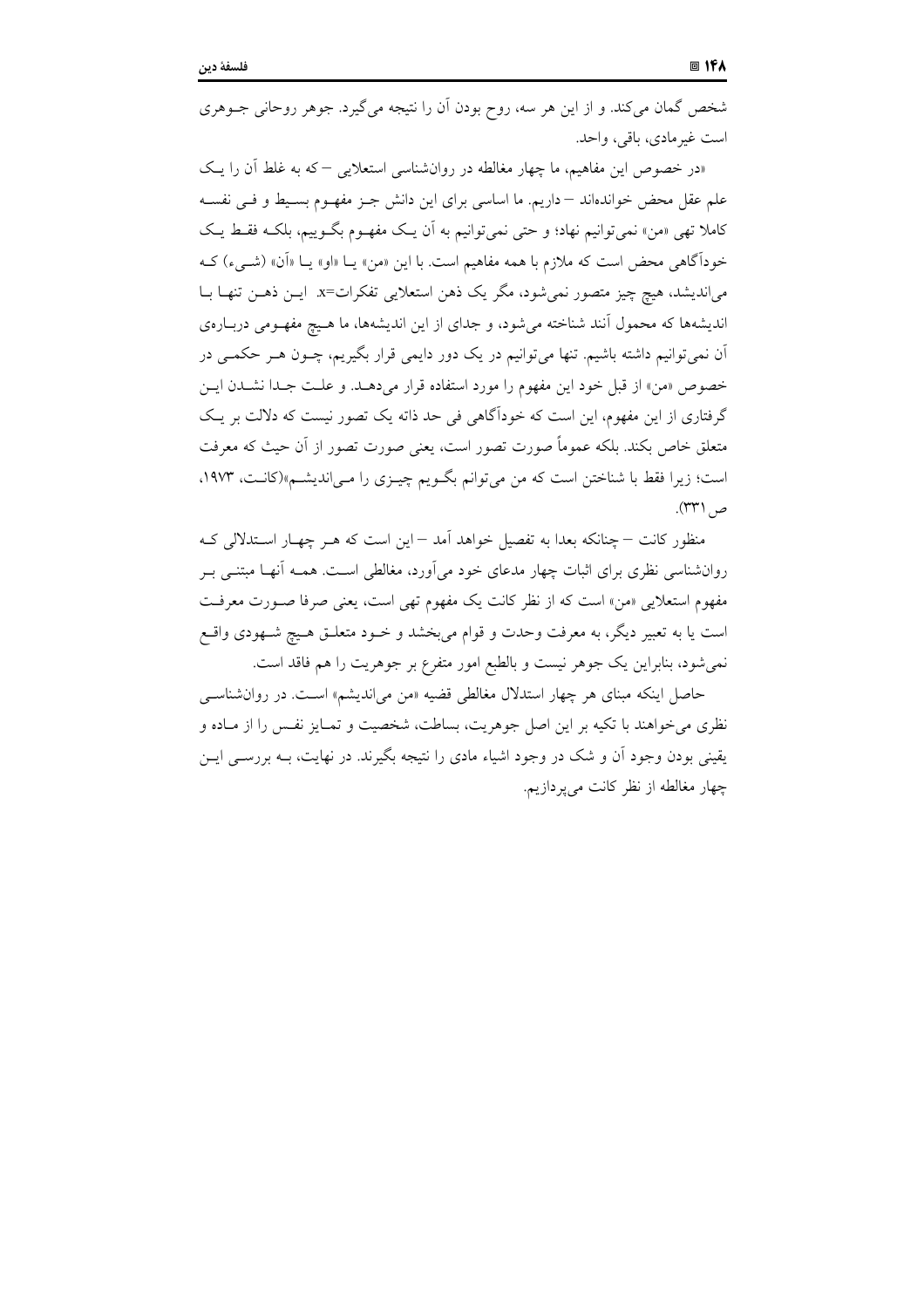شخص گمان می‌کند. و از این هر سه، روح بودن آن را نتیجه می‌گیرد. جوهر روحانی جوهری است غیرمادی، باقی، واحد.

«در خصوص این مفاهیم، ما چهار مغالطه در روان‌شناسی استعلایی – که به غلط آن را یک علم عقل محض خوانده‌اند – داریم. ما اساسی برای این دانش جز مفهوم بسیط و فی نفسه کاملا تهی «من» نمی‌توانیم نهاد؛ و حتی نمی‌توانیم به آن یک مفهوم بگوییم، بلکه فقط یک خودآگاهی محض است که ملازم با همه مفاهیم است. با این «من» یا «او» یا «آن» (شیء) که می‌اندیشد، هیچ چیز متصور نمی‌شود، مگر یک ذهن استعلایی تفکرات=x. این ذهن تنها با اندیشه‌ها که محمول آنند شناخته می‌شود، و جدای از این اندیشه‌ها، ما هیچ مفهومی درباره‌ی آن نمی‌توانیم داشته باشیم. تنها می‌توانیم در یک دور دایمی قرار بگیریم، چون هر حکمی در خصوص «من» از قبل خود این مفهوم را مورد استفاده قرار می‌دهد. و علت جدا نشدن این گرفتاری از این مفهوم، این است که خودآگاهی فی حد ذاته یک تصور نیست که دلالت بر یک متعلق خاص بکند. بلکه عموماً صورت تصور است، یعنی صورت تصور از آن حیث که معرفت است؛ زیرا فقط با شناختن است که من می‌توانم بگویم چیزی را می‌اندیشم»(کانت، ۱۹۷۳، ص ۳۳۱).

منظور کانت – چنانکه بعدا به تفصیل خواهد آمد – این است که هر چهار استدلالی که روان‌شناسی نظری برای اثبات چهار مدعای خود می‌آورد، مغالطی است. همه آنها مبتنی بر مفهوم استعلایی «من» است که از نظر کانت یک مفهوم تهی است، یعنی صرفا صورت معرفت است یا به تعبیر دیگر، به معرفت وحدت و قوام می‌بخشد و خود متعلق هیچ شهودی واقع نمی‌شود، بنابراین یک جوهر نیست و بالطبع امور متفرع بر جوهریت را هم فاقد است.

حاصل اینکه مبنای هر چهار استدلال مغالطی قضیه «من می‌اندیشم» است. در روان‌شناسی نظری می‌خواهند با تکیه بر این اصل جوهریت، بساطت، شخصیت و تمایز نفس را از ماده و یقینی بودن وجود آن و شک در وجود اشیاء مادی را نتیجه بگیرند. در نهایت، به بررسی این چهار مغالطه از نظر کانت می‌پردازیم.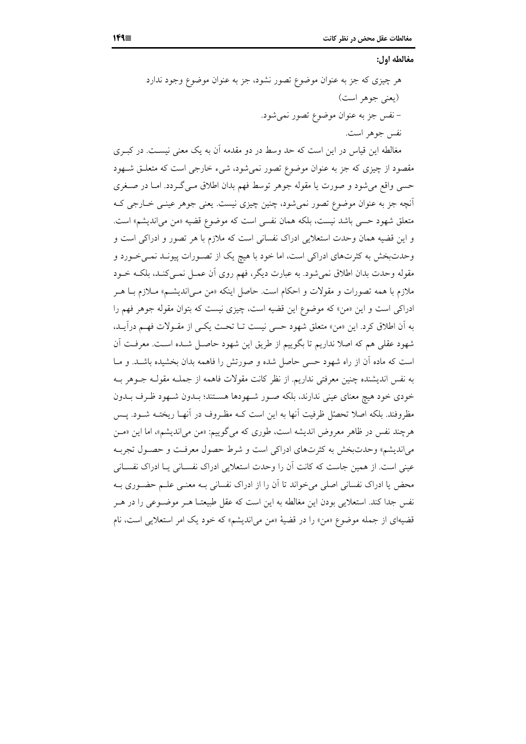**مغالطه اول:**

> هر چیزی که جز به عنوان موضوع تصور نشود، جز به عنوان موضوع وجود ندارد (یعنی جوهر است)
>
> – نفس جز به عنوان موضوع تصور نمی‌شود.
>
> نفس جوهر است.

مغالطه این قیاس در این است که حد وسط در دو مقدمه آن به یک معنی نیست. در کبری مقصود از چیزی که جز به عنوان موضوع تصور نمی‌شود، شیء خارجی است که متعلق شهود حسی واقع می‌شود و صورت یا مقوله جوهر توسط فهم بدان اطلاق می‌گردد. اما در صغری آنچه جز به عنوان موضوع تصور نمی‌شود، چنین چیزی نیست. یعنی جوهر عینی خارجی که متعلق شهود حسی باشد نیست، بلکه همان نفسی است که موضوع قضیه «من می‌اندیشم» است. و این قضیه همان وحدت استعلایی ادراک نفسانی است که ملازم با هر تصور و ادراکی است و وحدت‌بخش به کثرت‌های ادراکی است، اما خود با هیچ یک از تصورات پیوند نمی‌خورد و مقوله وحدت بدان اطلاق نمی‌شود. به عبارت دیگر، فهم روی آن عمل نمی‌کند، بلکه خود ملازم با همه تصورات و مقولات و احکام است. حاصل اینکه «من می‌اندیشم» ملازم با هر ادراکی است و این «من» که موضوع این قضیه است، چیزی نیست که بتوان مقوله جوهر فهم را به آن اطلاق کرد. این «من» متعلق شهود حسی نیست تا تحت یکی از مقولات فهم درآید، شهود عقلی هم که اصلا نداریم تا بگوییم از طریق این شهود حاصل شده است. معرفت آن است که ماده آن از راه شهود حسی حاصل شده و صورتش را فاهمه بدان بخشیده باشد. و ما به نفس اندیشنده چنین معرفتی نداریم. از نظر کانت مقولات فاهمه از جمله مقوله جوهر به خودی خود هیچ معنای عینی ندارند، بلکه صور شهودها هستند؛ بدون شهود ظرف بدون مظروفند. بلکه اصلا تحصّل ظرفیت آنها به این است که مظروف در آنها ریخته شود. پس هرچند نفس در ظاهر معروض اندیشه است، طوری که می‌گوییم: «من می‌اندیشم»، اما این «من می‌اندیشم» وحدت‌بخش به کثرت‌های ادراکی است و شرط حصول معرفت و حصول تجربه عینی است. از همین جاست که کانت آن را وحدت استعلایی ادراک نفسانی یا ادراک نفسانی محض یا ادراک نفسانی اصلی می‌خواند تا آن را از ادراک نفسانی به معنی علم حضوری به نفس جدا کند. استعلایی بودن این مغالطه به این است که عقل طبیعتا هر موضوعی را در هر قضیه‌ای از جمله موضوع «من» را در قضیهٔ «من می‌اندیشم» که خود یک امر استعلایی است، نام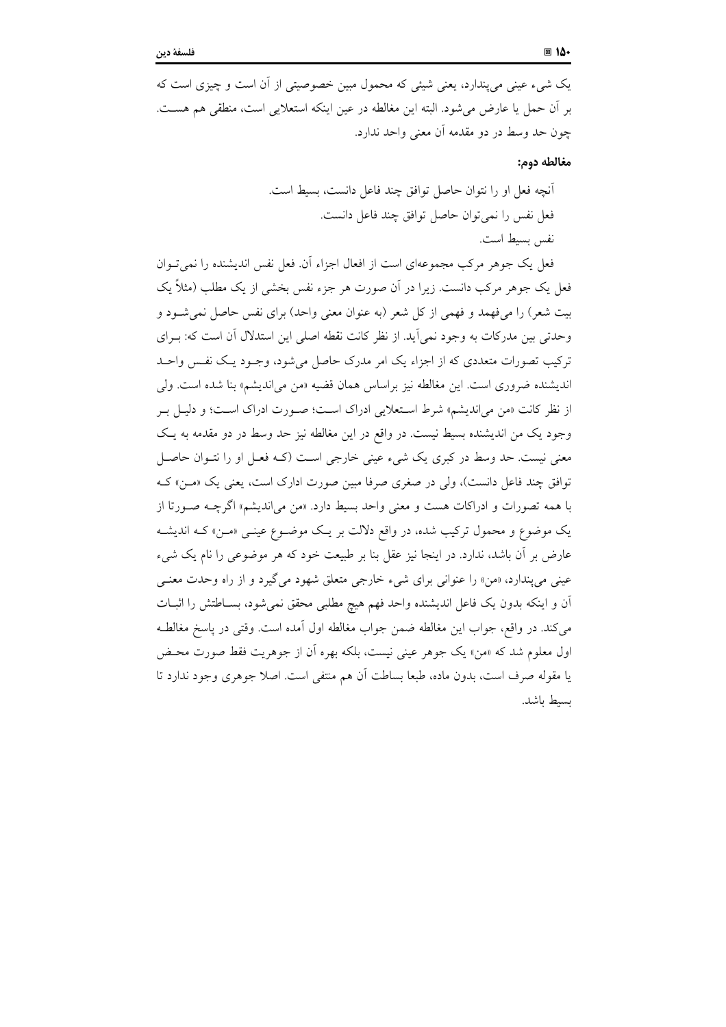یک شیء عینی می‌پندارد، یعنی شیئی که محمول مبین خصوصیتی از آن است و چیزی است که بر آن حمل یا عارض می‌شود. البته این مغالطه در عین اینکه استعلایی است، منطقی هم هست. چون حد وسط در دو مقدمه آن معنی واحد ندارد.

**مغالطه دوم:**

آنچه فعل او را نتوان حاصل توافق چند فاعل دانست، بسیط است.

فعل نفس را نمی‌توان حاصل توافق چند فاعل دانست.

نفس بسیط است.

فعل یک جوهر مرکب مجموعه‌ای است از افعال اجزاء آن. فعل نفس اندیشنده را نمی‌توان فعل یک جوهر مرکب دانست. زیرا در آن صورت هر جزء نفس بخشی از یک مطلب (مثلاً یک بیت شعر) را می‌فهمد و فهمی از کل شعر (به عنوان معنی واحد) برای نفس حاصل نمی‌شود و وحدتی بین مدرکات به وجود نمی‌آید. از نظر کانت نقطه اصلی این استدلال آن است که: برای ترکیب تصورات متعددی که از اجزاء یک امر مدرک حاصل می‌شود، وجود یک نفس واحد اندیشنده ضروری است. این مغالطه نیز براساس همان قضیه «من می‌اندیشم» بنا شده است. ولی از نظر کانت «من می‌اندیشم» شرط استعلایی ادراک است؛ صورت ادراک است؛ و دلیل بر وجود یک من اندیشنده بسیط نیست. در واقع در این مغالطه نیز حد وسط در دو مقدمه به یک معنی نیست. حد وسط در کبری یک شیء عینی خارجی است (که فعل او را نتوان حاصل توافق چند فاعل دانست)، ولی در صغری صرفا مبین صورت ادارک است، یعنی یک «من» که با همه تصورات و ادراکات هست و معنی واحد بسیط دارد. «من می‌اندیشم» اگرچه صورتا از یک موضوع و محمول ترکیب شده، در واقع دلالت بر یک موضوع عینی «من» که اندیشه عارض بر آن باشد، ندارد. در اینجا نیز عقل بنا بر طبیعت خود که هر موضوعی را نام یک شیء عینی می‌پندارد، «من» را عنوانی برای شیء خارجی متعلق شهود می‌گیرد و از راه وحدت معنی آن و اینکه بدون یک فاعل اندیشنده واحد فهم هیچ مطلبی محقق نمی‌شود، بساطتش را اثبات می‌کند. در واقع، جواب این مغالطه ضمن جواب مغالطه اول آمده است. وقتی در پاسخ مغالطه اول معلوم شد که «من» یک جوهر عینی نیست، بلکه بهره آن از جوهریت فقط صورت محض یا مقوله صرف است، بدون ماده، طبعا بساطت آن هم منتفی است. اصلا جوهری وجود ندارد تا بسیط باشد.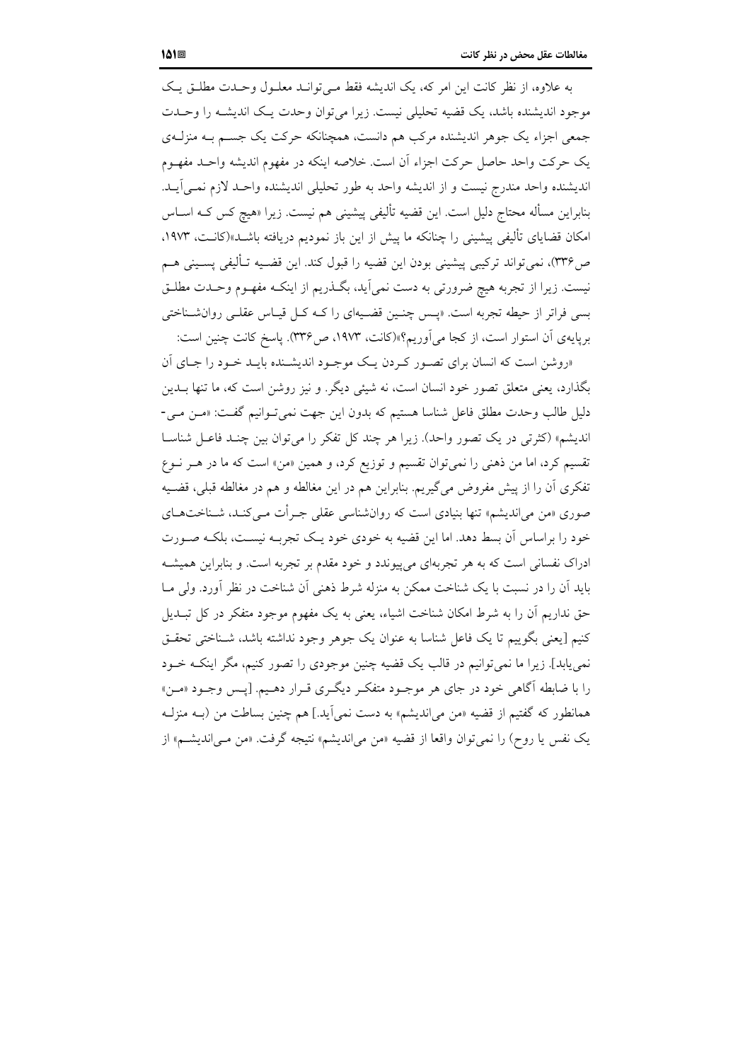به علاوه، از نظر کانت این امر که، یک اندیشه فقط می‌تواند معلول وحدت مطلق یک موجود اندیشنده باشد، یک قضیه تحلیلی نیست. زیرا می‌توان وحدت یک اندیشه را وحدت جمعی اجزاء یک جوهر اندیشنده مرکب هم دانست، همچنانکه حرکت یک جسم به منزله‌ی یک حرکت واحد حاصل حرکت اجزاء آن است. خلاصه اینکه در مفهوم اندیشه واحد مفهوم اندیشنده واحد مندرج نیست و از اندیشه واحد به طور تحلیلی اندیشنده واحد لازم نمی‌آید. بنابراین مسأله محتاج دلیل است. این قضیه تألیفی پیشینی هم نیست. زیرا «هیچ کس که اساس امکان قضایای تألیفی پیشینی را چنانکه ما پیش از این باز نمودیم دریافته باشد»(کانت، ۱۹۷۳، ص۳۳۶)، نمی‌تواند ترکیبی پیشینی بودن این قضیه را قبول کند. این قضیه تألیفی پسینی هم نیست. زیرا از تجربه هیچ ضرورتی به دست نمی‌آید، بگذریم از اینکه مفهوم وحدت مطلق بسی فراتر از حیطه تجربه است. «پس چنین قضیه‌ای را که کل قیاس عقلی روانشناختی برپایه‌ی آن استوار است، از کجا می‌آوریم؟»(کانت، ۱۹۷۳، ص۳۳۶). پاسخ کانت چنین است:

«روشن است که انسان برای تصور کردن یک موجود اندیشنده باید خود را جای آن بگذارد، یعنی متعلق تصور خود انسان است، نه شیئی دیگر. و نیز روشن است که، ما تنها بدین دلیل طالب وحدت مطلق فاعل شناسا هستیم که بدون این جهت نمی‌توانیم گفت: «من می-اندیشم» (کثرتی در یک تصور واحد). زیرا هر چند کل تفکر را می‌توان بین چند فاعل شناسا تقسیم کرد، اما من ذهنی را نمی‌توان تقسیم و توزیع کرد، و همین «من» است که ما در هر نوع تفکری آن را از پیش مفروض می‌گیریم. بنابراین هم در این مغالطه و هم در مغالطه قبلی، قضیه صوری «من می‌اندیشم» تنها بنیادی است که روانشناسی عقلی جرأت می‌کند، شناخت‌های خود را براساس آن بسط دهد. اما این قضیه به خودی خود یک تجربه نیست، بلکه صورت ادراک نفسانی است که به هر تجربه‌ای می‌پیوندد و خود مقدم بر تجربه است. و بنابراین همیشه باید آن را در نسبت با یک شناخت ممکن به منزله شرط ذهنی آن شناخت در نظر آورد. ولی ما حق نداریم آن را به شرط امکان شناخت اشیاء، یعنی به یک مفهوم موجود متفکر در کل تبدیل کنیم [یعنی بگوییم تا یک فاعل شناسا به عنوان یک جوهر وجود نداشته باشد، شناختی تحقق نمی‌یابد]. زیرا ما نمی‌توانیم در قالب یک قضیه چنین موجودی را تصور کنیم، مگر اینکه خود را با ضابطه آگاهی خود در جای هر موجود متفکر دیگری قرار دهیم. [پس وجود «من» همانطور که گفتیم از قضیه «من می‌اندیشم» به دست نمی‌آید.] هم چنین بساطت من (به منزله یک نفس یا روح) را نمی‌توان واقعا از قضیه «من می‌اندیشم» نتیجه گرفت. «من می‌اندیشم» از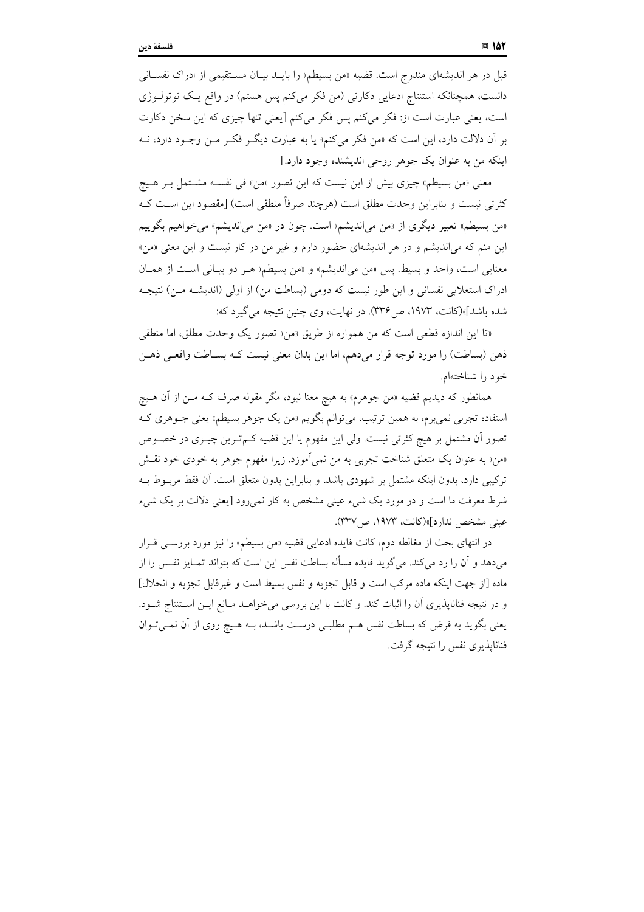قبل در هر اندیشه‌ای مندرج است. قضیه «من بسیطم» را بایـد بیـان مسـتقیمی از ادراک نفسـانی دانست، همچنانکه استنتاج ادعایی دکارتی (من فکر می‌کنم پس هستم) در واقع یـک توتولـوژی است، یعنی عبارت است از: فکر می‌کنم پس فکر می‌کنم [یعنی تنها چیزی که این سخن دکارت بر آن دلالت دارد، این است که «من فکر می‌کنم» یا به عبارت دیگـر فکـر مـن وجـود دارد، نـه اینکه من به عنوان یک جوهر روحی اندیشنده وجود دارد.]

معنی «من بسیطم» چیزی بیش از این نیست که این تصور «من» فی نفسـه مشـتمل بـر هـیچ کثرتی نیست و بنابراین وحدت مطلق است (هرچند صرفاً منطقی است) [مقصود این اسـت کـه «من بسیطم» تعبیر دیگری از «من می‌اندیشم» است. چون در «من می‌اندیشم» می‌خواهیم بگوییم این منم که می‌اندیشم و در هر اندیشه‌ای حضور دارم و غیر من در کار نیست و این معنی «من» معنایی است، واحد و بسیط. پس «من می‌اندیشم» و «من بسیطم» هـر دو بیـانی اسـت از همـان ادراک استعلایی نفسانی و این طور نیست که دومی (بساطت من) از اولی (اندیشـه مـن) نتیجـه شده باشد]»(کانت، ۱۹۷۳، ص۳۳۶). در نهایت، وی چنین نتیجه می‌گیرد که:

«تا این اندازه قطعی است که من همواره از طریق «من» تصور یک وحدت مطلق، اما منطقی ذهن (بساطت) را مورد توجه قرار می‌دهم، اما این بدان معنی نیست کـه بسـاطت واقعـی ذهـن خود را شناخته‌ام.

همانطور که دیدیم قضیه «من جوهرم» به هیچ معنا نبود، مگر مقوله صرف کـه مـن از آن هـیچ استفاده تجربی نمی‌برم، به همین ترتیب، می‌توانم بگویم «من یک جوهر بسیطم» یعنی جـوهری کـه تصور آن مشتمل بر هیچ کثرتی نیست. ولی این مفهوم یا این قضیه کـم‌تـرین چیـزی در خصـوص «من» به عنوان یک متعلق شناخت تجربی به من نمی‌آموزد. زیرا مفهوم جوهر به خودی خود نقـش ترکیبی دارد، بدون اینکه مشتمل بر شهودی باشد، و بنابراین بدون متعلق است. آن فقط مربـوط بـه شرط معرفت ما است و در مورد یک شیء عینی مشخص به کار نمی‌رود [یعنی دلالت بر یک شیء عینی مشخص ندارد]»(کانت، ۱۹۷۳، ص۳۳۷).

در انتهای بحث از مغالطه دوم، کانت فایده ادعایی قضیه «من بسیطم» را نیز مورد بررسـی قـرار می‌دهد و آن را رد می‌کند. می‌گوید فایده مسأله بساطت نفس این است که بتواند تمـایز نفـس را از ماده [از جهت اینکه ماده مرکب است و قابل تجزیه و نفس بسیط است و غیرقابل تجزیه و انحلال] و در نتیجه فناناپذیری آن را اثبات کند. و کانت با این بررسی می‌خواهـد مـانع ایـن اسـتنتاج شـود. یعنی بگوید به فرض که بساطت نفس هـم مطلبـی درسـت باشـد، بـه هـیچ روی از آن نمـی‌تـوان فناناپذیری نفس را نتیجه گرفت.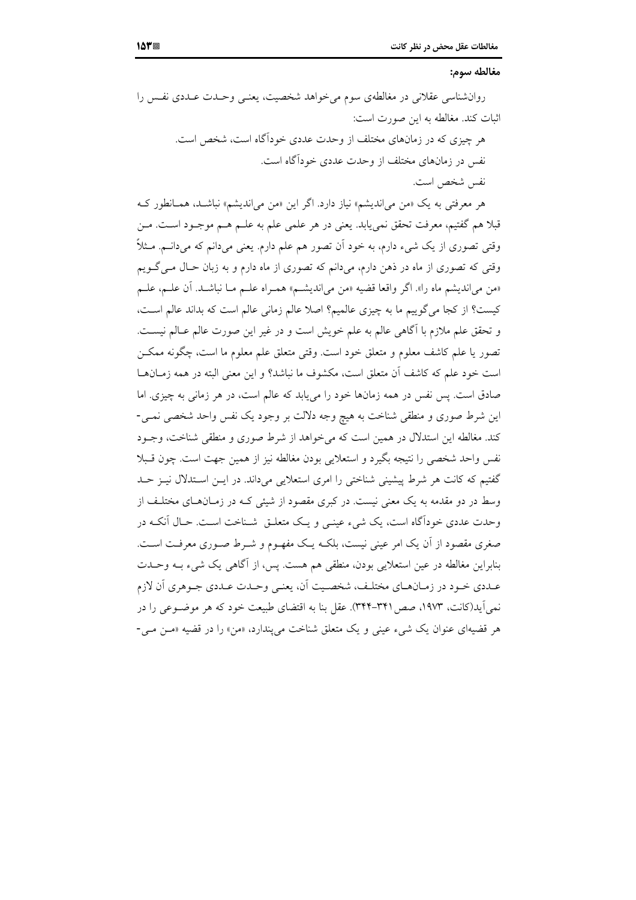**مغالطه سوم:**

روان‌شناسی عقلانی در مغالطه‌ی سوم می‌خواهد شخصیت، یعنی وحدت عددی نفس را اثبات کند. مغالطه به این صورت است:

> هر چیزی که در زمانهای مختلف از وحدت عددی خودآگاه است، شخص است.
> نفس در زمانهای مختلف از وحدت عددی خودآگاه است.
> نفس شخص است.

هر معرفتی به یک «من می‌اندیشم» نیاز دارد. اگر این «من می‌اندیشم» نباشد، همانطور که قبلا هم گفتیم، معرفت تحقق نمی‌یابد. یعنی در هر علمی علم به علم هم موجود است. من وقتی تصوری از یک شیء دارم، به خود آن تصور هم علم دارم. یعنی می‌دانم که می‌دانم. مثلاً وقتی که تصوری از ماه در ذهن دارم، می‌دانم که تصوری از ماه دارم و به زبان حال می‌گویم «من می‌اندیشم ماه را». اگر واقعا قضیه «من می‌اندیشم» همراه علم ما نباشد. آن علم، علم کیست؟ از کجا می‌گوییم ما به چیزی عالمیم؟ اصلا عالم زمانی عالم است که بداند عالم است، و تحقق علم ملازم با آگاهی عالم به علم خویش است و در غیر این صورت عالم عالم نیست. تصور یا علم کاشف معلوم و متعلق خود است. وقتی متعلق علم معلوم ما است، چگونه ممکن است خود علم که کاشف آن متعلق است، مکشوف ما نباشد؟ و این معنی البته در همه زمانها صادق است. پس نفس در همه زمانها خود را می‌یابد که عالم است، در هر زمانی به چیزی. اما این شرط صوری و منطقی شناخت به هیچ وجه دلالت بر وجود یک نفس واحد شخصی نمی‌کند. مغالطه این استدلال در همین است که می‌خواهد از شرط صوری و منطقی شناخت، وجود نفس واحد شخصی را نتیجه بگیرد و استعلایی بودن مغالطه نیز از همین جهت است. چون قبلا گفتیم که کانت هر شرط پیشینی شناختی را امری استعلایی می‌داند. در این استدلال نیز حد وسط در دو مقدمه به یک معنی نیست. در کبری مقصود از شیئی که در زمانهای مختلف از وحدت عددی خودآگاه است، یک شیء عینی و یک متعلق شناخت است. حال آنکه در صغری مقصود از آن یک امر عینی نیست، بلکه یک مفهوم و شرط صوری معرفت است. بنابراین مغالطه در عین استعلایی بودن، منطقی هم هست. پس، از آگاهی یک شیء به وحدت عددی خود در زمانهای مختلف، شخصیت آن، یعنی وحدت عددی جوهری آن لازم نمی‌آید(کانت، ۱۹۷۳، صص۳۴۱-۳۴۴). عقل بنا به اقتضای طبیعت خود که هر موضوعی را در هر قضیه‌ای عنوان یک شیء عینی و یک متعلق شناخت می‌پندارد، «من» را در قضیه «من می-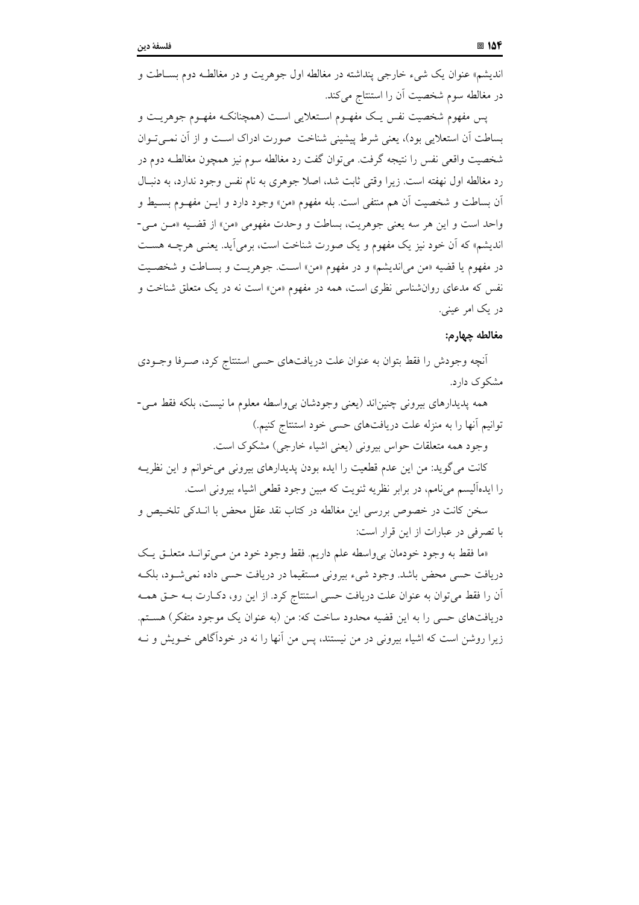اندیشم» عنوان یک شیء خارجی پنداشته در مغالطه اول جوهریت و در مغالطه دوم بساطت و در مغالطه سوم شخصیت آن را استنتاج می‌کند.

پس مفهوم شخصیت نفس یک مفهوم استعلایی است (همچنانکه مفهوم جوهریت و بساطت آن استعلایی بود)، یعنی شرط پیشینی شناخت صورت ادراک است و از آن نمی‌توان شخصیت واقعی نفس را نتیجه گرفت. می‌توان گفت رد مغالطه سوم نیز همچون مغالطه دوم در رد مغالطه اول نهفته است. زیرا وقتی ثابت شد، اصلا جوهری به نام نفس وجود ندارد، به دنبال آن بساطت و شخصیت آن هم منتفی است. بله مفهوم «من» وجود دارد و این مفهوم بسیط و واحد است و این هر سه یعنی جوهریت، بساطت و وحدت مفهومی «من» از قضیه «من می‌اندیشم» که آن خود نیز یک مفهوم و یک صورت شناخت است، برمی‌آید. یعنی هرچه هست در مفهوم یا قضیه «من می‌اندیشم» و در مفهوم «من» است. جوهریت و بساطت و شخصیت نفس که مدعای روان‌شناسی نظری است، همه در مفهوم «من» است نه در یک متعلق شناخت و در یک امر عینی.

#### مغالطه چهارم:

آنچه وجودش را فقط بتوان به عنوان علت دریافت‌های حسی استنتاج کرد، صرفا وجودی مشکوک دارد.

همه پدیدارهای بیرونی چنین‌اند (یعنی وجودشان بی‌واسطه معلوم ما نیست، بلکه فقط می‌توانیم آنها را به منزله علت دریافت‌های حسی خود استنتاج کنیم.)

وجود همه متعلقات حواس بیرونی (یعنی اشیاء خارجی) مشکوک است.

کانت می‌گوید: من این عدم قطعیت را ایده بودن پدیدارهای بیرونی می‌خوانم و این نظریه را ایده‌آلیسم می‌نامم، در برابر نظریه ثنویت که مبین وجود قطعی اشیاء بیرونی است.

سخن کانت در خصوص بررسی این مغالطه در کتاب نقد عقل محض با اندکی تلخیص و با تصرفی در عبارات از این قرار است:

«ما فقط به وجود خودمان بی‌واسطه علم داریم. فقط وجود خود من می‌تواند متعلق یک دریافت حسی محض باشد. وجود شیء بیرونی مستقیما در دریافت حسی داده نمی‌شود، بلکه آن را فقط می‌توان به عنوان علت دریافت حسی استنتاج کرد. از این رو، دکارت به حق همه دریافت‌های حسی را به این قضیه محدود ساخت که: من (به عنوان یک موجود متفکر) هستم. زیرا روشن است که اشیاء بیرونی در من نیستند، پس من آنها را نه در خودآگاهی خویش و نه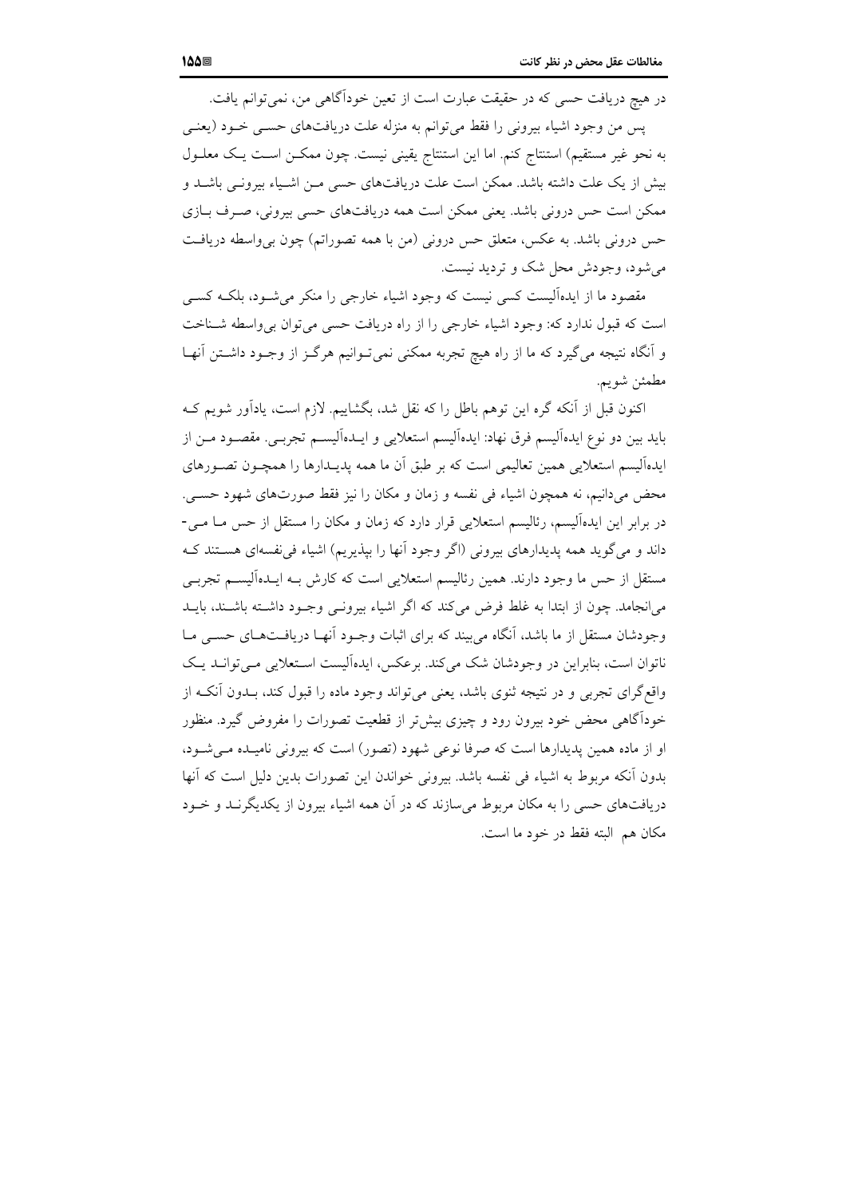در هیچ دریافت حسی که در حقیقت عبارت است از تعین خودآگاهی من، نمی‌توانم یافت.

پس من وجود اشیاء بیرونی را فقط می‌توانم به منزله علت دریافت‌های حسـی خـود (یعنـی به نحو غیر مستقیم) استنتاج کنم. اما این استنتاج یقینی نیست. چون ممکـن اسـت یـک معلـول بیش از یک علت داشته باشد. ممکن است علت دریافت‌های حسی مـن اشـیاء بیرونـی باشـد و ممکن است حس درونی باشد. یعنی ممکن است همه دریافت‌های حسی بیرونی، صـرف بـازی حس درونی باشد. به عکس، متعلق حس درونی (من با همه تصوراتم) چون بی‌واسطه دریافـت می‌شود، وجودش محل شک و تردید نیست.

مقصود ما از ایده‌آلیست کسی نیست که وجود اشیاء خارجی را منکر می‌شـود، بلکـه کسـی است که قبول ندارد که: وجود اشیاء خارجی را از راه دریافت حسی می‌توان بی‌واسطه شـناخت و آنگاه نتیجه می‌گیرد که ما از راه هیچ تجربه ممکنی نمی‌تـوانیم هرگـز از وجـود داشـتن آنهـا مطمئن شویم.

اکنون قبل از آنکه گره این توهم باطل را که نقل شد، بگشاییم. لازم است، یادآور شویم کـه باید بین دو نوع ایده‌آلیسم فرق نهاد: ایده‌آلیسم استعلایی و ایـده‌آلیسـم تجربـی. مقصـود مـن از ایده‌آلیسم استعلایی همین تعالیمی است که بر طبق آن ما همه پدیـدارها را همچـون تصـورهای محض می‌دانیم، نه همچون اشیاء فی نفسه و زمان و مکان را نیز فقط صورت‌های شهود حسـی. در برابر این ایده‌آلیسم، رئالیسم استعلایی قرار دارد که زمان و مکان را مستقل از حس مـا مـی- داند و می‌گوید همه پدیدارهای بیرونی (اگر وجود آنها را بپذیریم) اشیاء فی‌نفسه‌ای هسـتند کـه مستقل از حس ما وجود دارند. همین رئالیسم استعلایی است که کارش بـه ایـده‌آلیسـم تجربـی می‌انجامد. چون از ابتدا به غلط فرض می‌کند که اگر اشیاء بیرونـی وجـود داشـته باشـند، بایـد وجودشان مستقل از ما باشد، آنگاه می‌بیند که برای اثبات وجـود آنهـا دریافـت‌هـای حسـی مـا ناتوان است، بنابراین در وجودشان شک می‌کند. برعکس، ایده‌آلیست اسـتعلایی مـی‌توانـد یـک واقع‌گرای تجربی و در نتیجه ثنوی باشد، یعنی می‌تواند وجود ماده را قبول کند، بـدون آنکـه از خودآگاهی محض خود بیرون رود و چیزی بیش‌تر از قطعیت تصورات را مفروض گیرد. منظور او از ماده همین پدیدارها است که صرفا نوعی شهود (تصور) است که بیرونی نامیـده مـی‌شـود، بدون آنکه مربوط به اشیاء فی نفسه باشد. بیرونی خواندن این تصورات بدین دلیل است که آنها دریافت‌های حسی را به مکان مربوط می‌سازند که در آن همه اشیاء بیرون از یکدیگرنـد و خـود مکان هم البته فقط در خود ما است.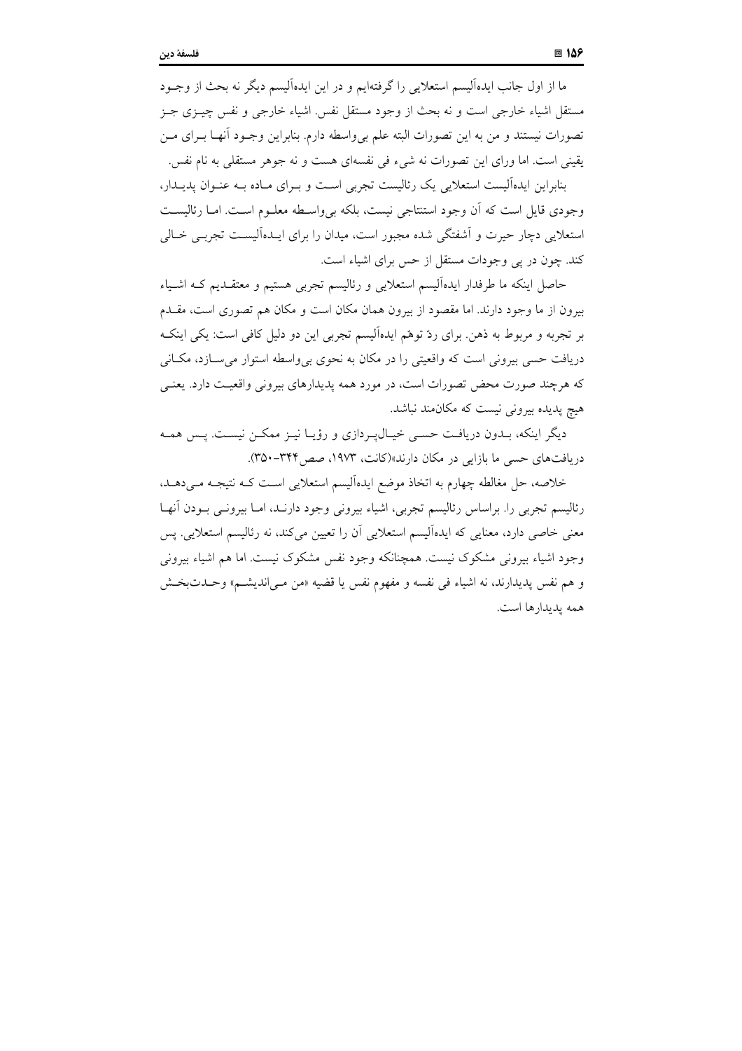ما از اول جانب ایده‌آلیسم استعلایی را گرفته‌ایم و در این ایده‌آلیسم دیگر نه بحث از وجود مستقل اشیاء خارجی است و نه بحث از وجود مستقل نفس. اشیاء خارجی و نفس چیزی جز تصورات نیستند و من به این تصورات البته علم بی‌واسطه دارم. بنابراین وجود آنها برای من یقینی است. اما ورای این تصورات نه شیء فی نفسه‌ای هست و نه جوهر مستقلی به نام نفس.

بنابراین ایده‌آلیست استعلایی یک رئالیست تجربی است و برای ماده به عنوان پدیدار، وجودی قایل است که آن وجود استنتاجی نیست، بلکه بی‌واسطه معلوم است. اما رئالیست استعلایی دچار حیرت و آشفتگی شده مجبور است، میدان را برای ایده‌آلیست تجربی خالی کند. چون در پی وجودات مستقل از حس برای اشیاء است.

حاصل اینکه ما طرفدار ایده‌آلیسم استعلایی و رئالیسم تجربی هستیم و معتقدیم که اشیاء بیرون از ما وجود دارند. اما مقصود از بیرون همان مکان است و مکان هم تصوری است، مقدم بر تجربه و مربوط به ذهن. برای ردّ توهّم ایده‌آلیسم تجربی این دو دلیل کافی است: یکی اینکه دریافت حسی بیرونی است که واقعیتی را در مکان به نحوی بی‌واسطه استوار می‌سازد، مکانی که هرچند صورت محض تصورات است، در مورد همه پدیدارهای بیرونی واقعیت دارد. یعنی هیچ پدیده بیرونی نیست که مکان‌مند نباشد.

دیگر اینکه، بدون دریافت حسی خیال‌پردازی و رؤیا نیز ممکن نیست. پس همه دریافت‌های حسی ما بازایی در مکان دارند»(کانت، ۱۹۷۳، صص۳۴۴-۳۵۰).

خلاصه، حل مغالطه چهارم به اتخاذ موضع ایده‌آلیسم استعلایی است که نتیجه می‌دهد، رئالیسم تجربی را. براساس رئالیسم تجربی، اشیاء بیرونی وجود دارند، اما بیرونی بودن آنها معنی خاصی دارد، معنایی که ایده‌آلیسم استعلایی آن را تعیین می‌کند، نه رئالیسم استعلایی. پس وجود اشیاء بیرونی مشکوک نیست. همچنانکه وجود نفس مشکوک نیست. اما هم اشیاء بیرونی و هم نفس پدیدارند، نه اشیاء فی نفسه و مفهوم نفس یا قضیه «من می‌اندیشم» وحدت‌بخش همه پدیدارها است.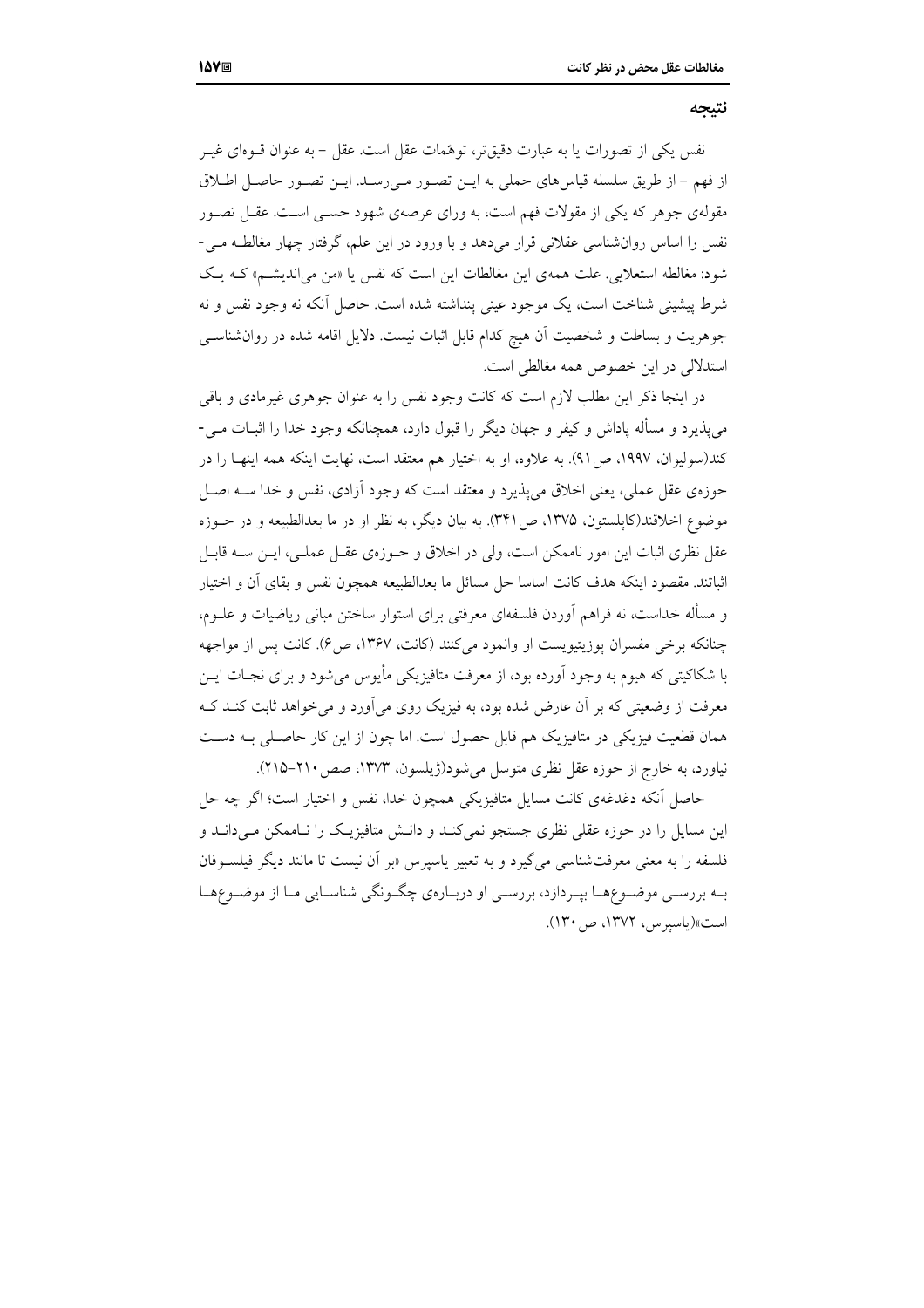## نتیجه

نفس یکی از تصورات یا به عبارت دقیق‌تر، توهّمات عقل است. عقل - به عنوان قوه‌ای غیر از فهم - از طریق سلسله قیاس‌های حملی به این تصور می‌رسد. این تصور حاصل اطلاق مقوله‌ی جوهر که یکی از مقولات فهم است، به ورای عرصه‌ی شهود حسی است. عقل تصور نفس را اساس روان‌شناسی عقلانی قرار می‌دهد و با ورود در این علم، گرفتار چهار مغالطه می‌شود: مغالطه استعلایی. علت همه‌ی این مغالطات این است که نفس یا «من می‌اندیشم» که یک شرط پیشینی شناخت است، یک موجود عینی پنداشته شده است. حاصل آنکه نه وجود نفس و نه جوهریت و بساطت و شخصیت آن هیچ کدام قابل اثبات نیست. دلایل اقامه شده در روان‌شناسی استدلالی در این خصوص همه مغالطی است.

در اینجا ذکر این مطلب لازم است که کانت وجود نفس را به عنوان جوهری غیرمادی و باقی می‌پذیرد و مسأله پاداش و کیفر و جهان دیگر را قبول دارد، همچنانکه وجود خدا را اثبات می‌کند(سولیوان، ۱۹۹۷، ص۹۱). به علاوه، او به اختیار هم معتقد است، نهایت اینکه همه اینها را در حوزه‌ی عقل عملی، یعنی اخلاق می‌پذیرد و معتقد است که وجود آزادی، نفس و خدا سه اصل موضوع اخلاقند(کاپلستون، ۱۳۷۵، ص۳۴۱). به بیان دیگر، به نظر او در ما بعدالطبیعه و در حوزه عقل نظری اثبات این امور ناممکن است، ولی در اخلاق و حوزه‌ی عقل عملی، این سه قابل اثباتند. مقصود اینکه هدف کانت اساسا حل مسائل ما بعدالطبیعه همچون نفس و بقای آن و اختیار و مسأله خداست، نه فراهم آوردن فلسفه‌ای معرفتی برای استوار ساختن مبانی ریاضیات و علوم، چنانکه برخی مفسران پوزیتیویست او وانمود می‌کنند (کانت، ۱۳۶۷، ص۶). کانت پس از مواجهه با شکاکیتی که هیوم به وجود آورده بود، از معرفت متافیزیکی مأیوس می‌شود و برای نجات این معرفت از وضعیتی که بر آن عارض شده بود، به فیزیک روی می‌آورد و می‌خواهد ثابت کند که همان قطعیت فیزیکی در متافیزیک هم قابل حصول است. اما چون از این کار حاصلی به دست نیاورد، به خارج از حوزه عقل نظری متوسل می‌شود(ژیلسون، ۱۳۷۳، صص۲۱۰-۲۱۵).

حاصل آنکه دغدغه‌ی کانت مسایل متافیزیکی همچون خدا، نفس و اختیار است؛ اگر چه حل این مسایل را در حوزه عقلی نظری جستجو نمی‌کند و دانش متافیزیک را ناممکن می‌داند و فلسفه را به معنی معرفت‌شناسی می‌گیرد و به تعبیر یاسپرس «بر آن نیست تا مانند دیگر فیلسوفان به بررسی موضوع‌ها بپردازد، بررسی او درباره‌ی چگونگی شناسایی ما از موضوع‌ها است»(یاسپرس، ۱۳۷۲، ص۱۳۰).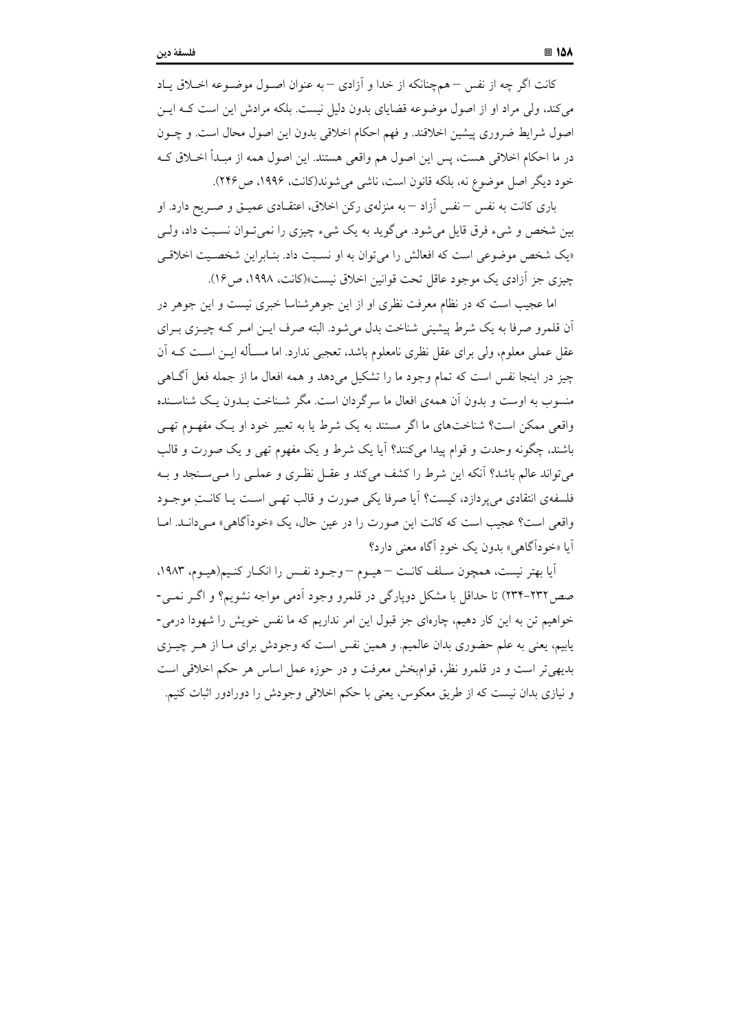کانت اگر چه از نفس – هم‌چنانکه از خدا و آزادی – به عنوان اصـول موضـوعه اخـلاق یـاد می‌کند، ولی مراد او از اصول موضوعه قضایای بدون دلیل نیست. بلکه مرادش این است کـه ایـن اصول شرایط ضروری پیشین اخلاقند. و فهم احکام اخلاقی بدون این اصول محال است. و چـون در ما احکام اخلاقی هست، پس این اصول هم واقعی هستند. این اصول همه از مبـدأ اخـلاق کـه خود دیگر اصل موضوع نه، بلکه قانون است، ناشی می‌شوند(کانت، ۱۹۹۶، ص۲۴۶).

باری کانت به نفس – نفس آزاد – به منزله‌ی رکن اخلاق، اعتقـادی عمیـق و صـریح دارد. او بین شخص و شیء فرق قایل می‌شود. می‌گوید به یک شیء چیزی را نمی‌تـوان نسـبت داد، ولـی «یک شخص موضوعی است که افعالش را می‌توان به او نسـبت داد. بنـابراین شخصـیت اخلاقـی چیزی جز آزادی یک موجود عاقل تحت قوانین اخلاق نیست»(کانت، ۱۹۹۸، ص۱۶).

اما عجیب است که در نظام معرفت نظری او از این جوهرشناسا خبری نیست و این جوهر در آن قلمرو صرفا به یک شرط پیشینی شناخت بدل می‌شود. البته صرف ایـن امـر کـه چیـزی بـرای عقل عملی معلوم، ولی برای عقل نظری نامعلوم باشد، تعجبی ندارد. اما مسـأله ایـن اسـت کـه آن چیز در اینجا نفس است که تمام وجود ما را تشکیل می‌دهد و همه افعال ما از جمله فعل آگـاهی منسوب به اوست و بدون آن همه‌ی افعال ما سرگردان است. مگر شـناخت بـدون یـک شناسـنده واقعی ممکن است؟ شناخت‌های ما اگر مستند به یک شرط یا به تعبیر خود او یـک مفهـوم تهـی باشند، چگونه وحدت و قوام پیدا می‌کنند؟ آیا یک شرط و یک مفهوم تهی و یک صورت و قالب می‌تواند عالم باشد؟ آنکه این شرط را کشف می‌کند و عقـل نظـری و عملـی را مـی‌سـنجد و بـه فلسفه‌ی انتقادی می‌پردازد، کیست؟ آیا صرفا یکی صورت و قالب تهـی اسـت یـا کانـتِ موجـود واقعی است؟ عجیب است که کانت این صورت را در عین حال، یک «خودآگاهی» مـی‌دانـد. امـا آیا «خودآگاهی» بدون یک خودِ آگاه معنی دارد؟

آیا بهتر نیست، همچون سـلف کانـت – هیـوم – وجـود نفـس را انکـار کنـیم(هیـوم، ۱۹۸۳، صص۲۳۲-۲۳۴) تا حداقل با مشکل دوپارگی در قلمرو وجود آدمی مواجه نشویم؟ و اگـر نمـی‌خواهیم تن به این کار دهیم، چاره‌ای جز قبول این امر نداریم که ما نفس خویش را شهودا درمی‌یابیم، یعنی به علم حضوری بدان عالمیم. و همین نفس است که وجودش برای مـا از هـر چیـزی بدیهی‌تر است و در قلمرو نظر، قوام‌بخش معرفت و در حوزه عمل اساس هر حکم اخلاقی است و نیازی بدان نیست که از طریق معکوس، یعنی با حکم اخلاقی وجودش را دورادور اثبات کنیم.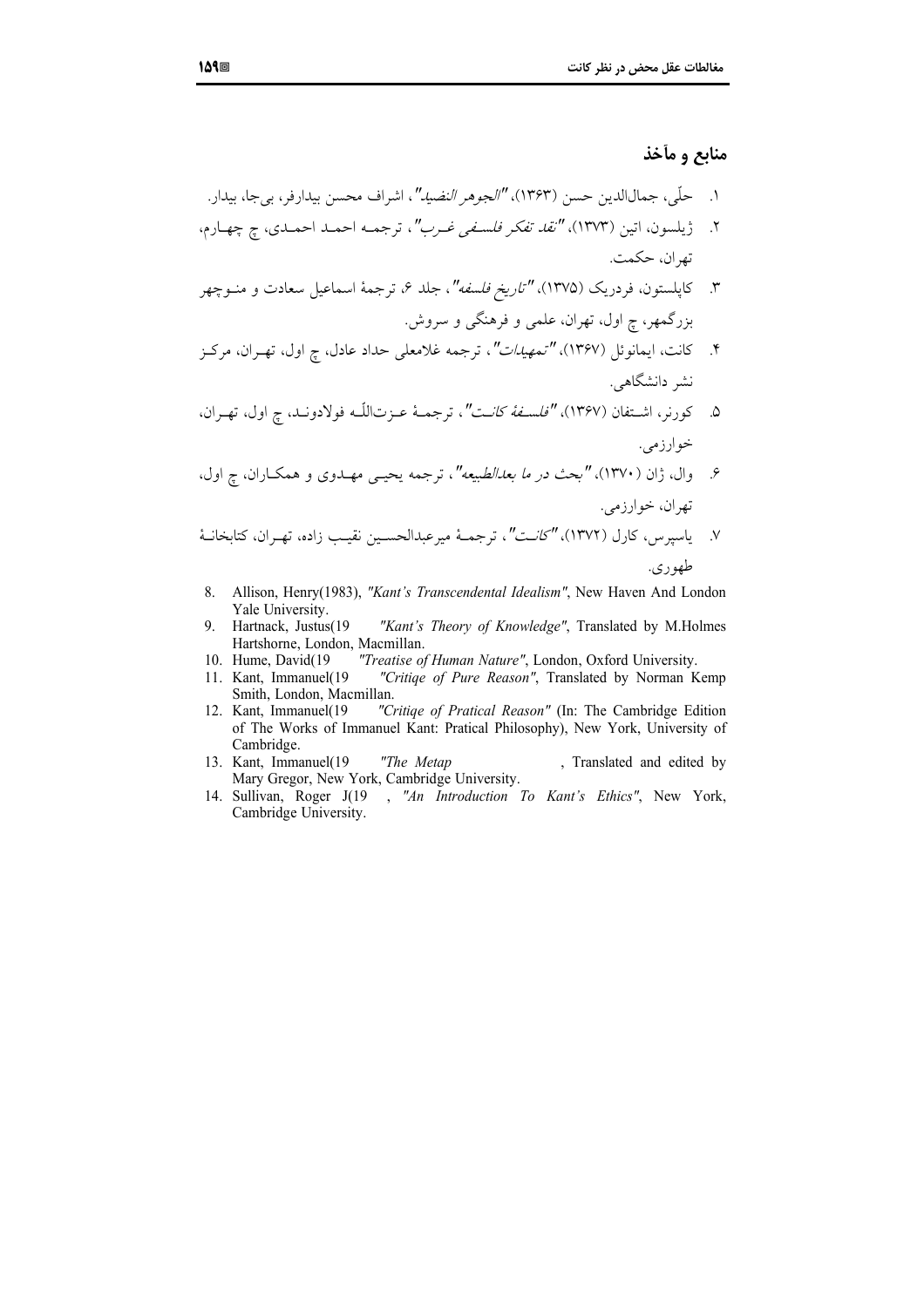## منابع و مآخذ

۱. حلّی، جمال‌الدین حسن (۱۳۶۳)، *"الجوهر النضید"*، اشراف محسن بیدارفر، بی‌جا، بیدار.

۲. ژیلسون، اتین (۱۳۷۳)، *"نقد تفکر فلسفی غرب"*، ترجمه احمد احمدی، چ چهارم، تهران، حکمت.

۳. کاپلستون، فردریک (۱۳۷۵)، *"تاریخ فلسفه"*، جلد ۶، ترجمهٔ اسماعیل سعادت و منوچهر بزرگمهر، چ اول، تهران، علمی و فرهنگی و سروش.

۴. کانت، ایمانوئل (۱۳۶۷)، *"تمهیدات"*، ترجمه غلامعلی حداد عادل، چ اول، تهران، مرکز نشر دانشگاهی.

۵. کورنر، اشتفان (۱۳۶۷)، *"فلسفهٔ کانت"*، ترجمهٔ عزت‌اللّه فولادوند، چ اول، تهران، خوارزمی.

۶. وال، ژان (۱۳۷۰)، *"بحث در ما بعدالطبیعه"*، ترجمه یحیی مهدوی و همکاران، چ اول، تهران، خوارزمی.

۷. یاسپرس، کارل (۱۳۷۲)، *"کانت"*، ترجمهٔ میرعبدالحسین نقیب زاده، تهران، کتابخانهٔ طهوری.

8. Allison, Henry(1983), *"Kant's Transcendental Idealism"*, New Haven And London Yale University.
9. Hartnack, Justus(19 *"Kant's Theory of Knowledge"*, Translated by M.Holmes Hartshorne, London, Macmillan.
10. Hume, David(19 *"Treatise of Human Nature"*, London, Oxford University.
11. Kant, Immanuel(19 *"Critiqe of Pure Reason"*, Translated by Norman Kemp Smith, London, Macmillan.
12. Kant, Immanuel(19 *"Critiqe of Pratical Reason"* (In: The Cambridge Edition of The Works of Immanuel Kant: Pratical Philosophy), New York, University of Cambridge.
13. Kant, Immanuel(19 *"The Metap* , Translated and edited by Mary Gregor, New York, Cambridge University.
14. Sullivan, Roger J(19 , *"An Introduction To Kant's Ethics"*, New York, Cambridge University.